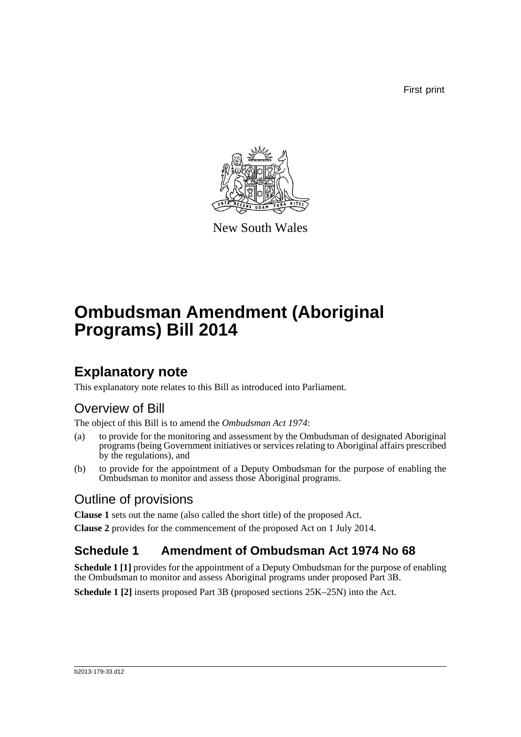First print

New South Wales

# Ombudsman Amendment (Aboriginal Programs) Bill 2014

## Explanatory note

This explanatory note relates to this Bill as introduced into Parliament.

### Overview of Bill

The object of this Bill is to amend the *Ombudsman Act 1974*:

(a) to provide for the monitoring and assessment by the Ombudsman of designated Aboriginal programs (being Government initiatives or services relating to Aboriginal affairs prescribed by the regulations), and

(b) to provide for the appointment of a Deputy Ombudsman for the purpose of enabling the Ombudsman to monitor and assess those Aboriginal programs.

### Outline of provisions

**Clause 1** sets out the name (also called the short title) of the proposed Act.

**Clause 2** provides for the commencement of the proposed Act on 1 July 2014.

## Schedule 1 Amendment of Ombudsman Act 1974 No 68

**Schedule 1 [1]** provides for the appointment of a Deputy Ombudsman for the purpose of enabling the Ombudsman to monitor and assess Aboriginal programs under proposed Part 3B.

**Schedule 1 [2]** inserts proposed Part 3B (proposed sections 25K–25N) into the Act.

b2013-179-33.d12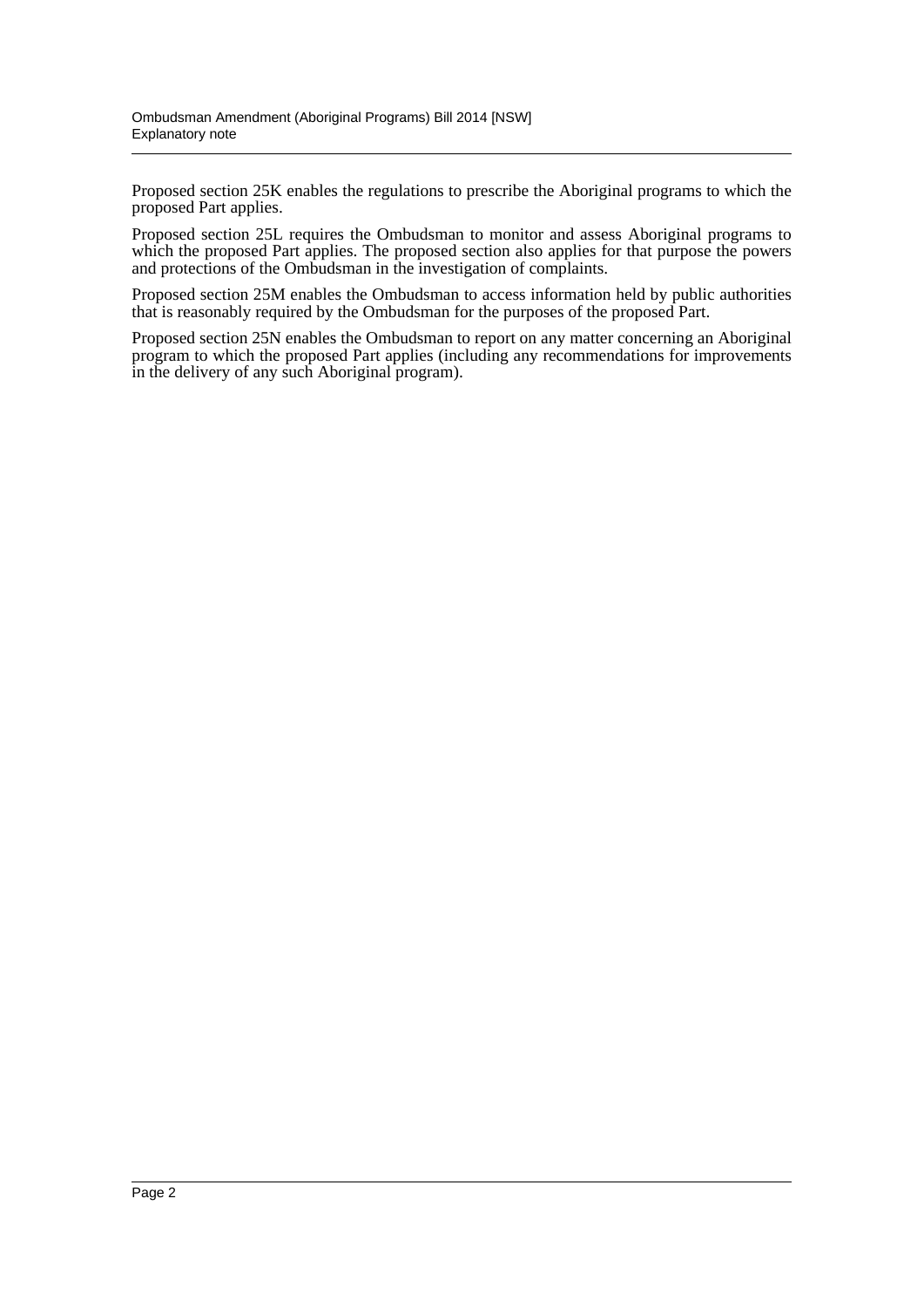Proposed section 25K enables the regulations to prescribe the Aboriginal programs to which the proposed Part applies.

Proposed section 25L requires the Ombudsman to monitor and assess Aboriginal programs to which the proposed Part applies. The proposed section also applies for that purpose the powers and protections of the Ombudsman in the investigation of complaints.

Proposed section 25M enables the Ombudsman to access information held by public authorities that is reasonably required by the Ombudsman for the purposes of the proposed Part.

Proposed section 25N enables the Ombudsman to report on any matter concerning an Aboriginal program to which the proposed Part applies (including any recommendations for improvements in the delivery of any such Aboriginal program).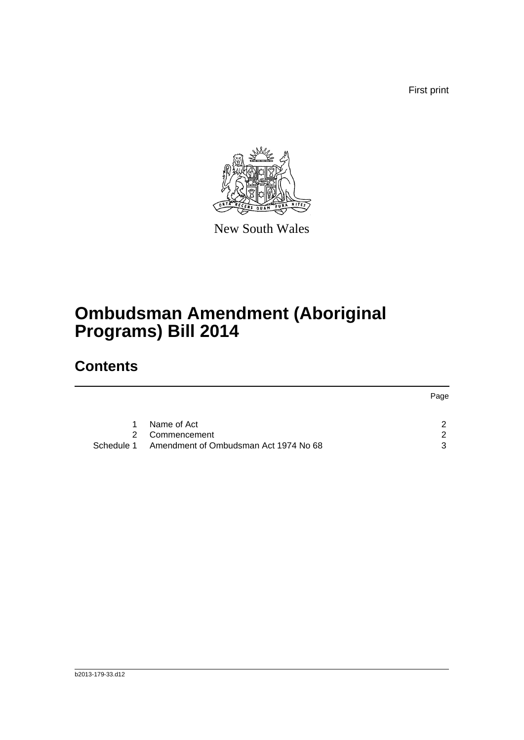First print

New South Wales

# Ombudsman Amendment (Aboriginal Programs) Bill 2014

## Contents

| | | Page |
|---|---|---|
| 1 | Name of Act | 2 |
| 2 | Commencement | 2 |
| Schedule 1 | Amendment of Ombudsman Act 1974 No 68 | 3 |

b2013-179-33.d12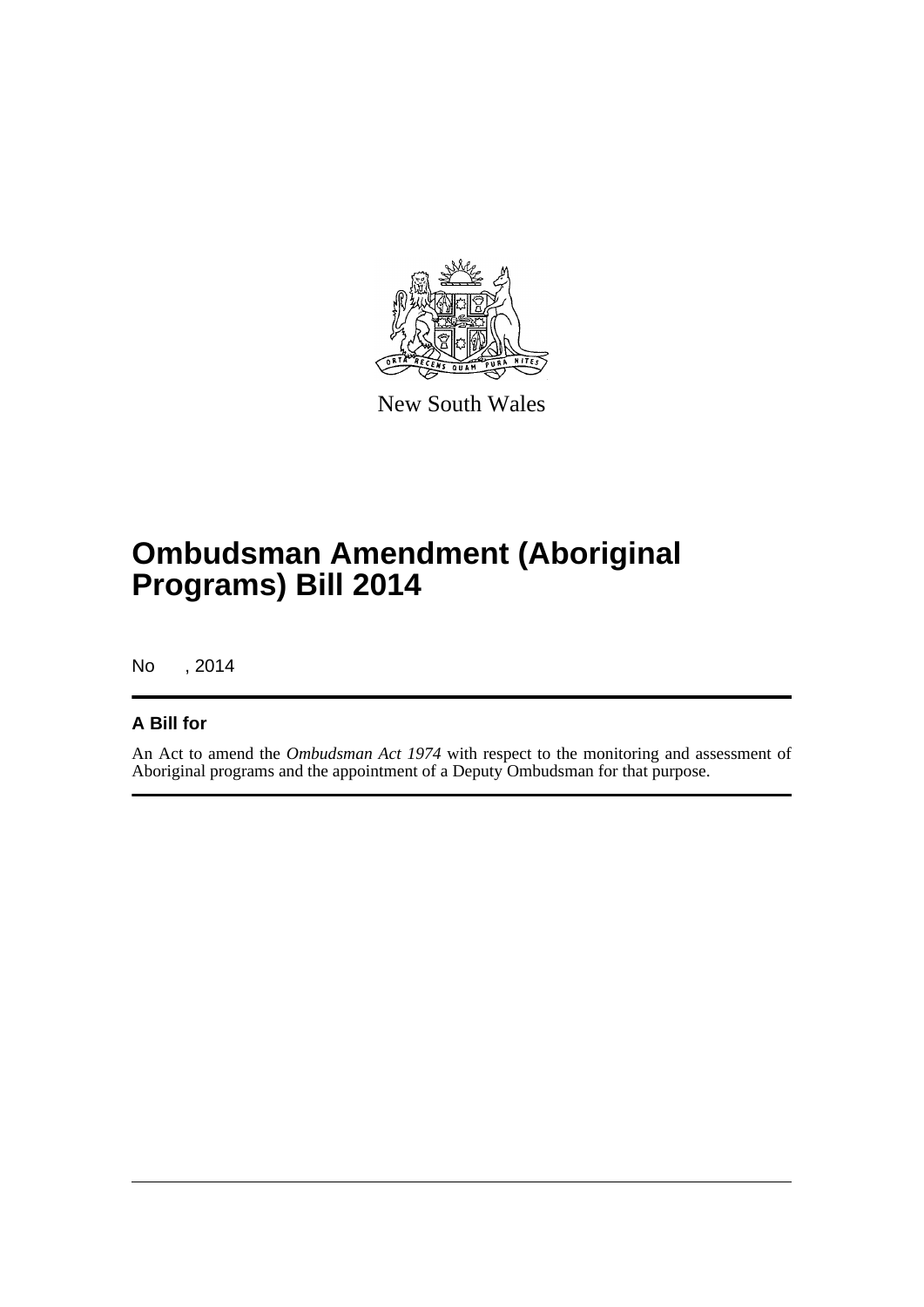New South Wales

# Ombudsman Amendment (Aboriginal Programs) Bill 2014

No , 2014

## A Bill for

An Act to amend the *Ombudsman Act 1974* with respect to the monitoring and assessment of Aboriginal programs and the appointment of a Deputy Ombudsman for that purpose.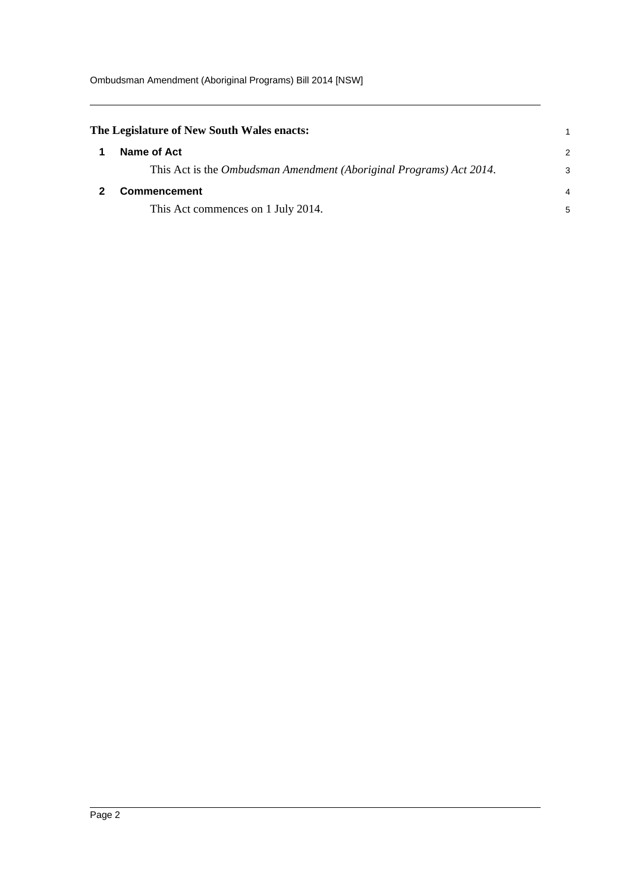**The Legislature of New South Wales enacts:**

## 1 Name of Act

This Act is the *Ombudsman Amendment (Aboriginal Programs) Act 2014*.

## 2 Commencement

This Act commences on 1 July 2014.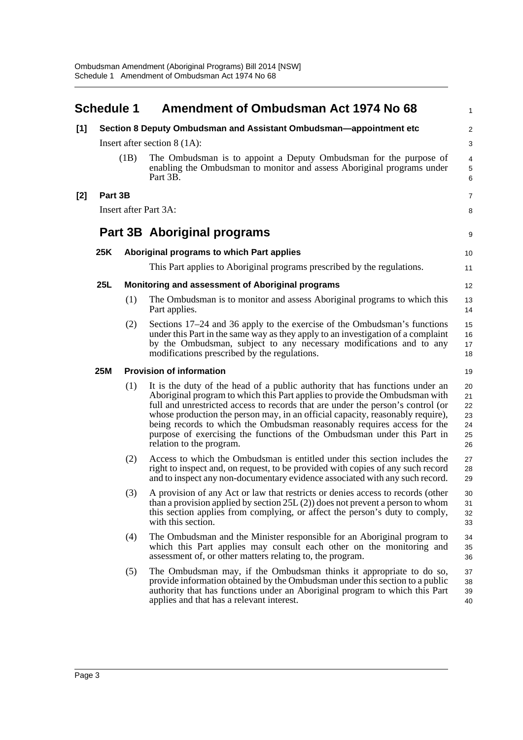## Schedule 1 Amendment of Ombudsman Act 1974 No 68

**[1] Section 8 Deputy Ombudsman and Assistant Ombudsman—appointment etc**

Insert after section 8 (1A):

(1B) The Ombudsman is to appoint a Deputy Ombudsman for the purpose of enabling the Ombudsman to monitor and assess Aboriginal programs under Part 3B.

**[2] Part 3B**

Insert after Part 3A:

### Part 3B Aboriginal programs

**25K Aboriginal programs to which Part applies**

This Part applies to Aboriginal programs prescribed by the regulations.

**25L Monitoring and assessment of Aboriginal programs**

(1) The Ombudsman is to monitor and assess Aboriginal programs to which this Part applies.

(2) Sections 17–24 and 36 apply to the exercise of the Ombudsman's functions under this Part in the same way as they apply to an investigation of a complaint by the Ombudsman, subject to any necessary modifications and to any modifications prescribed by the regulations.

**25M Provision of information**

(1) It is the duty of the head of a public authority that has functions under an Aboriginal program to which this Part applies to provide the Ombudsman with full and unrestricted access to records that are under the person's control (or whose production the person may, in an official capacity, reasonably require), being records to which the Ombudsman reasonably requires access for the purpose of exercising the functions of the Ombudsman under this Part in relation to the program.

(2) Access to which the Ombudsman is entitled under this section includes the right to inspect and, on request, to be provided with copies of any such record and to inspect any non-documentary evidence associated with any such record.

(3) A provision of any Act or law that restricts or denies access to records (other than a provision applied by section 25L (2)) does not prevent a person to whom this section applies from complying, or affect the person's duty to comply, with this section.

(4) The Ombudsman and the Minister responsible for an Aboriginal program to which this Part applies may consult each other on the monitoring and assessment of, or other matters relating to, the program.

(5) The Ombudsman may, if the Ombudsman thinks it appropriate to do so, provide information obtained by the Ombudsman under this section to a public authority that has functions under an Aboriginal program to which this Part applies and that has a relevant interest.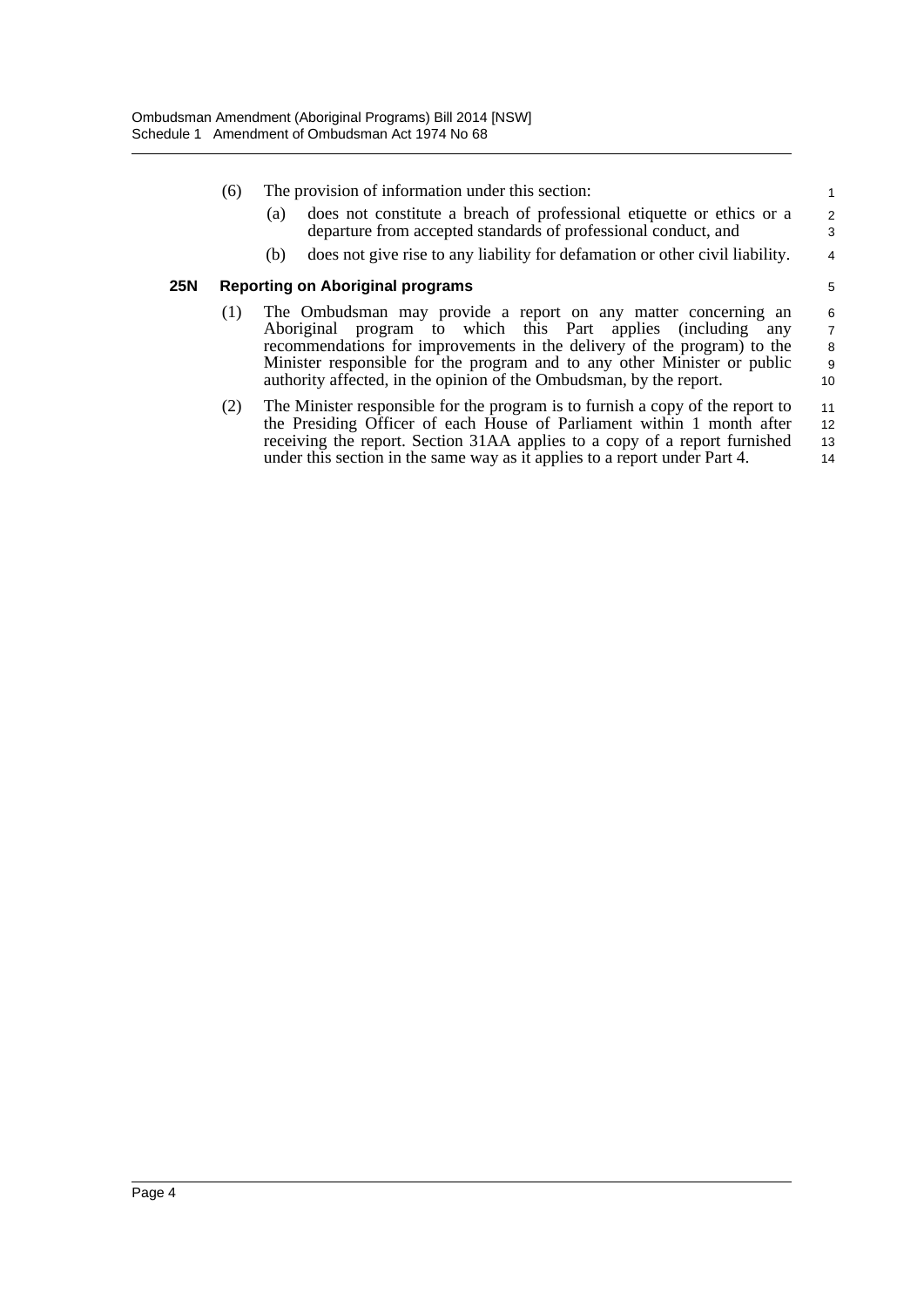(6) The provision of information under this section:

(a) does not constitute a breach of professional etiquette or ethics or a departure from accepted standards of professional conduct, and

(b) does not give rise to any liability for defamation or other civil liability.

### 25N Reporting on Aboriginal programs

(1) The Ombudsman may provide a report on any matter concerning an Aboriginal program to which this Part applies (including any recommendations for improvements in the delivery of the program) to the Minister responsible for the program and to any other Minister or public authority affected, in the opinion of the Ombudsman, by the report.

(2) The Minister responsible for the program is to furnish a copy of the report to the Presiding Officer of each House of Parliament within 1 month after receiving the report. Section 31AA applies to a copy of a report furnished under this section in the same way as it applies to a report under Part 4.